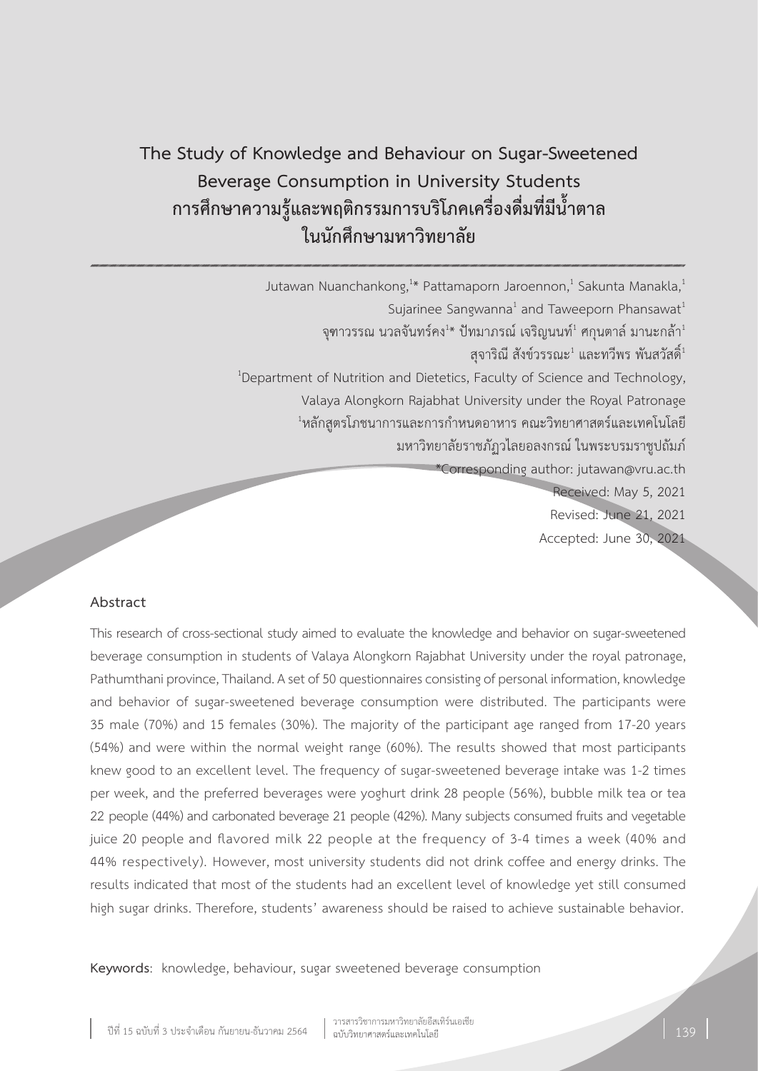# The Study of Knowledge and Behaviour on Sugar-Sweetened Beverage Consumption in University Students
# การศึกษาความรู้และพฤติกรรมการบริโภคเครื่องดื่มที่มีน้ำตาลในนักศึกษามหาวิทยาลัย

Jutawan Nuanchankong,[1]* Pattamaporn Jaroennon,[1] Sakunta Manakla,[1] Sujarinee Sangwanna[1] and Taweeporn Phansawat[1]

จุฑาวรรณ นวลจันทร์คง[1]* ปัทมาภรณ์ เจริญนนท์[1] ศกุนตาล์ มานะกล้า[1] สุจารินี สังข์วรรณะ[1] และทวีพร พันสวัสดิ์[1]

[1]Department of Nutrition and Dietetics, Faculty of Science and Technology, Valaya Alongkorn Rajabhat University under the Royal Patronage

[1]หลักสูตรโภชนาการและการกำหนดอาหาร คณะวิทยาศาสตร์และเทคโนโลยี มหาวิทยาลัยราชภัฏวไลยอลงกรณ์ ในพระบรมราชูปถัมภ์

*Corresponding author: jutawan@vru.ac.th

Received: May 5, 2021
Revised: June 21, 2021
Accepted: June 30, 2021

## Abstract

This research of cross-sectional study aimed to evaluate the knowledge and behavior on sugar-sweetened beverage consumption in students of Valaya Alongkorn Rajabhat University under the royal patronage, Pathumthani province, Thailand. A set of 50 questionnaires consisting of personal information, knowledge and behavior of sugar-sweetened beverage consumption were distributed. The participants were 35 male (70%) and 15 females (30%). The majority of the participant age ranged from 17-20 years (54%) and were within the normal weight range (60%). The results showed that most participants knew good to an excellent level. The frequency of sugar-sweetened beverage intake was 1-2 times per week, and the preferred beverages were yoghurt drink 28 people (56%), bubble milk tea or tea 22 people (44%) and carbonated beverage 21 people (42%). Many subjects consumed fruits and vegetable juice 20 people and flavored milk 22 people at the frequency of 3-4 times a week (40% and 44% respectively). However, most university students did not drink coffee and energy drinks. The results indicated that most of the students had an excellent level of knowledge yet still consumed high sugar drinks. Therefore, students' awareness should be raised to achieve sustainable behavior.

**Keywords**: knowledge, behaviour, sugar sweetened beverage consumption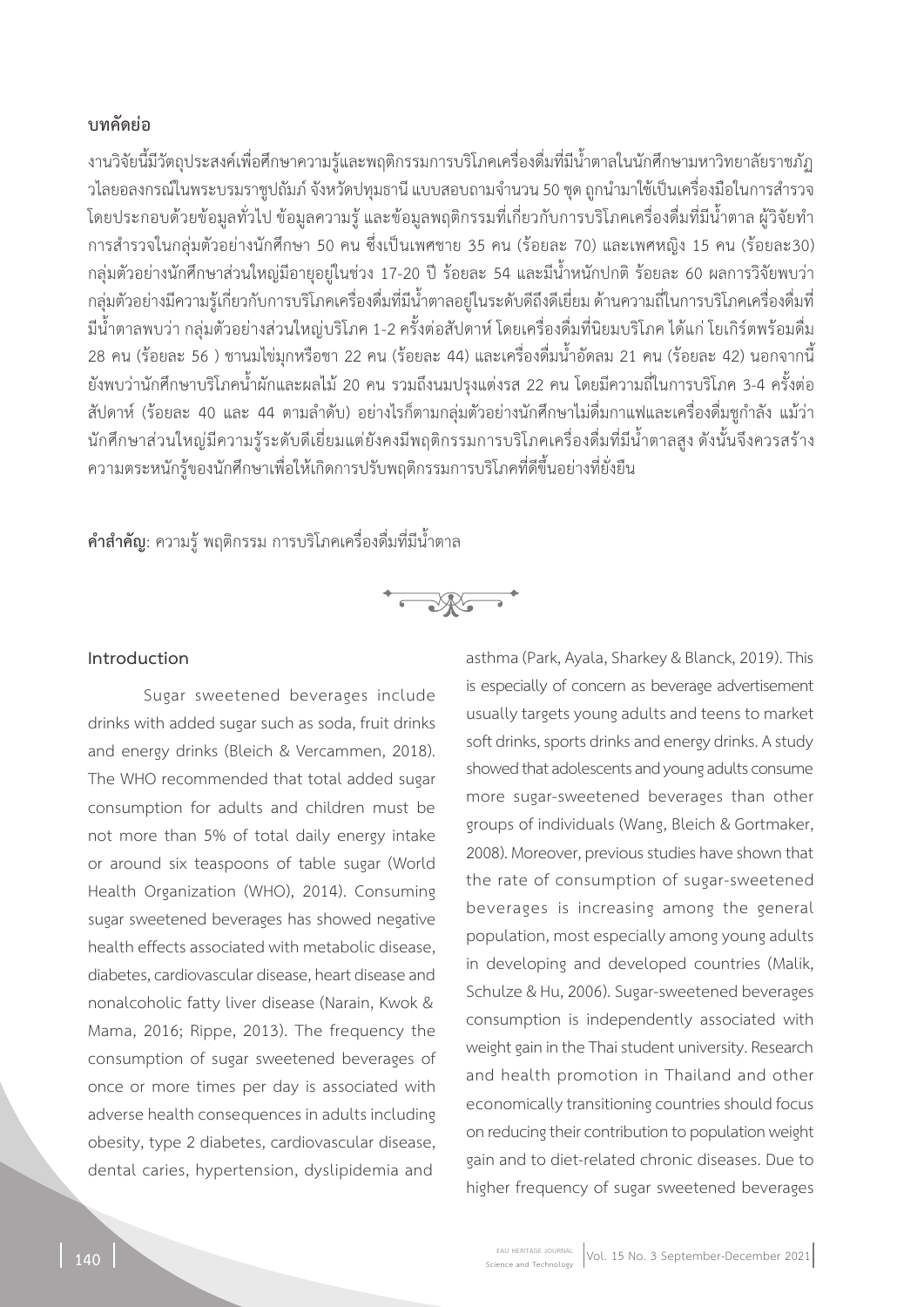**บทคัดย่อ**

งานวิจัยนี้มีวัตถุประสงค์เพื่อศึกษาความรู้และพฤติกรรมการบริโภคเครื่องดื่มที่มีน้ำตาลในนักศึกษามหาวิทยาลัยราชภัฏวไลยอลงกรณ์ในพระบรมราชูปถัมภ์ จังหวัดปทุมธานี แบบสอบถามจำนวน 50 ชุด ถูกนำมาใช้เป็นเครื่องมือในการสำรวจ โดยประกอบด้วยข้อมูลทั่วไป ข้อมูลความรู้ และข้อมูลพฤติกรรมที่เกี่ยวกับการบริโภคเครื่องดื่มที่มีน้ำตาล ผู้วิจัยทำการสำรวจในกลุ่มตัวอย่างนักศึกษา 50 คน ซึ่งเป็นเพศชาย 35 คน (ร้อยละ 70) และเพศหญิง 15 คน (ร้อยละ30) กลุ่มตัวอย่างนักศึกษาส่วนใหญ่มีอายุอยู่ในช่วง 17-20 ปี ร้อยละ 54 และมีน้ำหนักปกติ ร้อยละ 60 ผลการวิจัยพบว่า กลุ่มตัวอย่างมีความรู้เกี่ยวกับการบริโภคเครื่องดื่มที่มีน้ำตาลอยู่ในระดับดีถึงดีเยี่ยม ด้านความถี่ในการบริโภคเครื่องดื่มที่มีน้ำตาลพบว่า กลุ่มตัวอย่างส่วนใหญ่บริโภค 1-2 ครั้งต่อสัปดาห์ โดยเครื่องดื่มที่นิยมบริโภค ได้แก่ โยเกิร์ตพร้อมดื่ม 28 คน (ร้อยละ 56 ) ชานมไข่มุกหรือชา 22 คน (ร้อยละ 44) และเครื่องดื่มน้ำอัดลม 21 คน (ร้อยละ 42) นอกจากนี้ยังพบว่านักศึกษาบริโภคน้ำผักและผลไม้ 20 คน รวมถึงนมปรุงแต่งรส 22 คน โดยมีความถี่ในการบริโภค 3-4 ครั้งต่อสัปดาห์ (ร้อยละ 40 และ 44 ตามลำดับ) อย่างไรก็ตามกลุ่มตัวอย่างนักศึกษาไม่ดื่มกาแฟและเครื่องดื่มชูกำลัง แม้ว่านักศึกษาส่วนใหญ่มีความรู้ระดับดีเยี่ยมแต่ยังคงมีพฤติกรรมการบริโภคเครื่องดื่มที่มีน้ำตาลสูง ดังนั้นจึงควรสร้างความตระหนักรู้ของนักศึกษาเพื่อให้เกิดการปรับพฤติกรรมการบริโภคที่ดีขึ้นอย่างที่ยั่งยืน

**คำสำคัญ**: ความรู้ พฤติกรรม การบริโภคเครื่องดื่มที่มีน้ำตาล

## Introduction

Sugar sweetened beverages include drinks with added sugar such as soda, fruit drinks and energy drinks (Bleich & Vercammen, 2018). The WHO recommended that total added sugar consumption for adults and children must be not more than 5% of total daily energy intake or around six teaspoons of table sugar (World Health Organization (WHO), 2014). Consuming sugar sweetened beverages has showed negative health effects associated with metabolic disease, diabetes, cardiovascular disease, heart disease and nonalcoholic fatty liver disease (Narain, Kwok & Mama, 2016; Rippe, 2013). The frequency the consumption of sugar sweetened beverages of once or more times per day is associated with adverse health consequences in adults including obesity, type 2 diabetes, cardiovascular disease, dental caries, hypertension, dyslipidemia and asthma (Park, Ayala, Sharkey & Blanck, 2019). This is especially of concern as beverage advertisement usually targets young adults and teens to market soft drinks, sports drinks and energy drinks. A study showed that adolescents and young adults consume more sugar-sweetened beverages than other groups of individuals (Wang, Bleich & Gortmaker, 2008). Moreover, previous studies have shown that the rate of consumption of sugar-sweetened beverages is increasing among the general population, most especially among young adults in developing and developed countries (Malik, Schulze & Hu, 2006). Sugar-sweetened beverages consumption is independently associated with weight gain in the Thai student university. Research and health promotion in Thailand and other economically transitioning countries should focus on reducing their contribution to population weight gain and to diet-related chronic diseases. Due to higher frequency of sugar sweetened beverages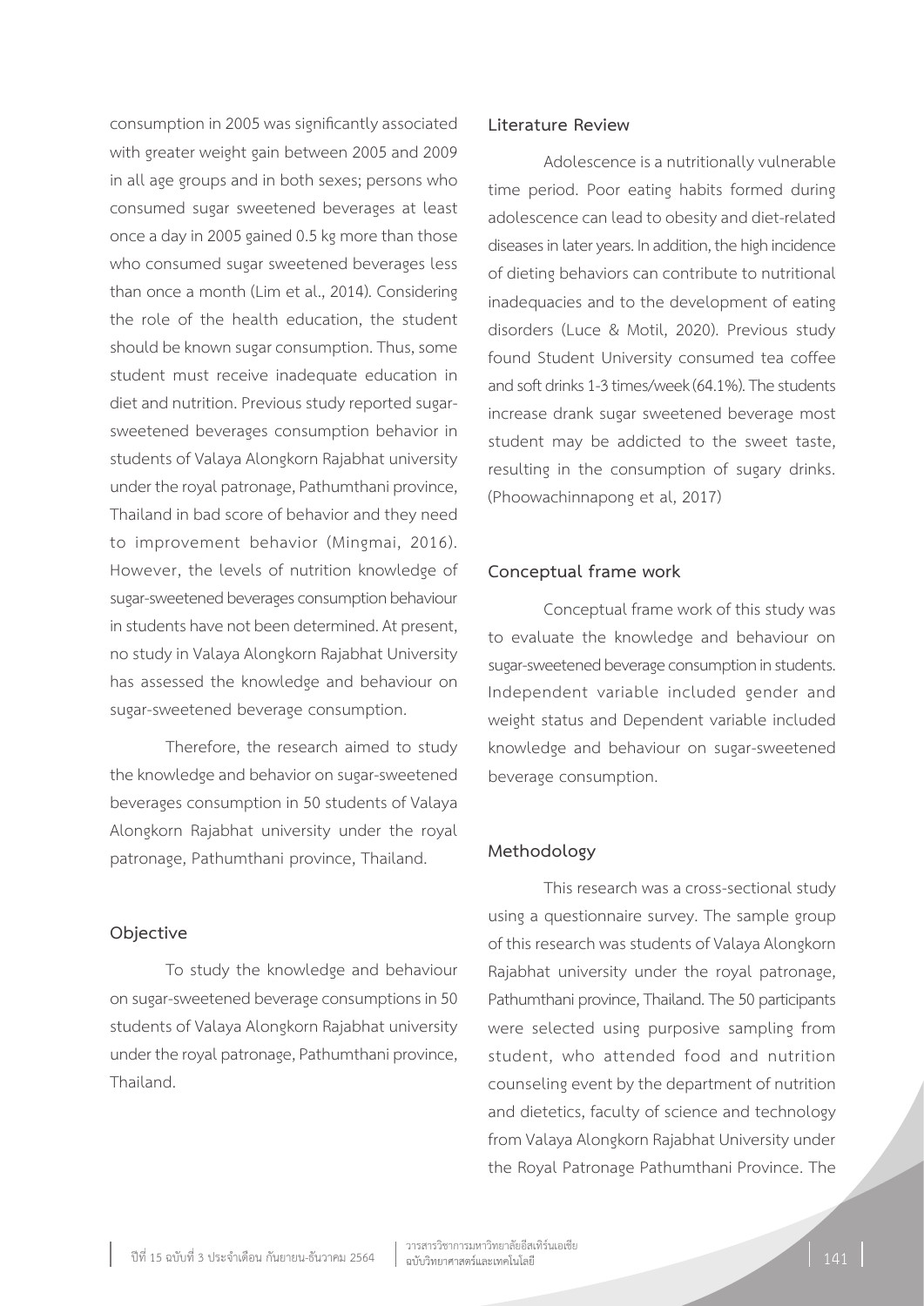consumption in 2005 was significantly associated with greater weight gain between 2005 and 2009 in all age groups and in both sexes; persons who consumed sugar sweetened beverages at least once a day in 2005 gained 0.5 kg more than those who consumed sugar sweetened beverages less than once a month (Lim et al., 2014). Considering the role of the health education, the student should be known sugar consumption. Thus, some student must receive inadequate education in diet and nutrition. Previous study reported sugar-sweetened beverages consumption behavior in students of Valaya Alongkorn Rajabhat university under the royal patronage, Pathumthani province, Thailand in bad score of behavior and they need to improvement behavior (Mingmai, 2016). However, the levels of nutrition knowledge of sugar-sweetened beverages consumption behaviour in students have not been determined. At present, no study in Valaya Alongkorn Rajabhat University has assessed the knowledge and behaviour on sugar-sweetened beverage consumption.

Therefore, the research aimed to study the knowledge and behavior on sugar-sweetened beverages consumption in 50 students of Valaya Alongkorn Rajabhat university under the royal patronage, Pathumthani province, Thailand.

## Objective

To study the knowledge and behaviour on sugar-sweetened beverage consumptions in 50 students of Valaya Alongkorn Rajabhat university under the royal patronage, Pathumthani province, Thailand.

## Literature Review

Adolescence is a nutritionally vulnerable time period. Poor eating habits formed during adolescence can lead to obesity and diet-related diseases in later years. In addition, the high incidence of dieting behaviors can contribute to nutritional inadequacies and to the development of eating disorders (Luce & Motil, 2020). Previous study found Student University consumed tea coffee and soft drinks 1-3 times/week (64.1%). The students increase drank sugar sweetened beverage most student may be addicted to the sweet taste, resulting in the consumption of sugary drinks. (Phoowachinnapong et al, 2017)

## Conceptual frame work

Conceptual frame work of this study was to evaluate the knowledge and behaviour on sugar-sweetened beverage consumption in students. Independent variable included gender and weight status and Dependent variable included knowledge and behaviour on sugar-sweetened beverage consumption.

## Methodology

This research was a cross-sectional study using a questionnaire survey. The sample group of this research was students of Valaya Alongkorn Rajabhat university under the royal patronage, Pathumthani province, Thailand. The 50 participants were selected using purposive sampling from student, who attended food and nutrition counseling event by the department of nutrition and dietetics, faculty of science and technology from Valaya Alongkorn Rajabhat University under the Royal Patronage Pathumthani Province. The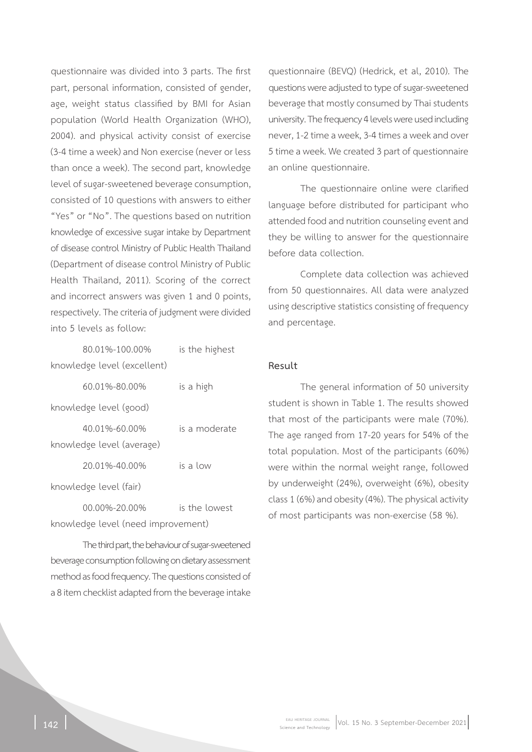questionnaire was divided into 3 parts. The first part, personal information, consisted of gender, age, weight status classified by BMI for Asian population (World Health Organization (WHO), 2004). and physical activity consist of exercise (3-4 time a week) and Non exercise (never or less than once a week). The second part, knowledge level of sugar-sweetened beverage consumption, consisted of 10 questions with answers to either "Yes" or "No". The questions based on nutrition knowledge of excessive sugar intake by Department of disease control Ministry of Public Health Thailand (Department of disease control Ministry of Public Health Thailand, 2011). Scoring of the correct and incorrect answers was given 1 and 0 points, respectively. The criteria of judgment were divided into 5 levels as follow:

80.01%-100.00% is the highest knowledge level (excellent)

60.01%-80.00% is a high knowledge level (good)

40.01%-60.00% is a moderate knowledge level (average)

20.01%-40.00% is a low knowledge level (fair)

00.00%-20.00% is the lowest knowledge level (need improvement)

The third part, the behaviour of sugar-sweetened beverage consumption following on dietary assessment method as food frequency. The questions consisted of a 8 item checklist adapted from the beverage intake questionnaire (BEVQ) (Hedrick, et al, 2010). The questions were adjusted to type of sugar-sweetened beverage that mostly consumed by Thai students university. The frequency 4 levels were used including never, 1-2 time a week, 3-4 times a week and over 5 time a week. We created 3 part of questionnaire an online questionnaire.

The questionnaire online were clarified language before distributed for participant who attended food and nutrition counseling event and they be willing to answer for the questionnaire before data collection.

Complete data collection was achieved from 50 questionnaires. All data were analyzed using descriptive statistics consisting of frequency and percentage.

## Result

The general information of 50 university student is shown in Table 1. The results showed that most of the participants were male (70%). The age ranged from 17-20 years for 54% of the total population. Most of the participants (60%) were within the normal weight range, followed by underweight (24%), overweight (6%), obesity class 1 (6%) and obesity (4%). The physical activity of most participants was non-exercise (58 %).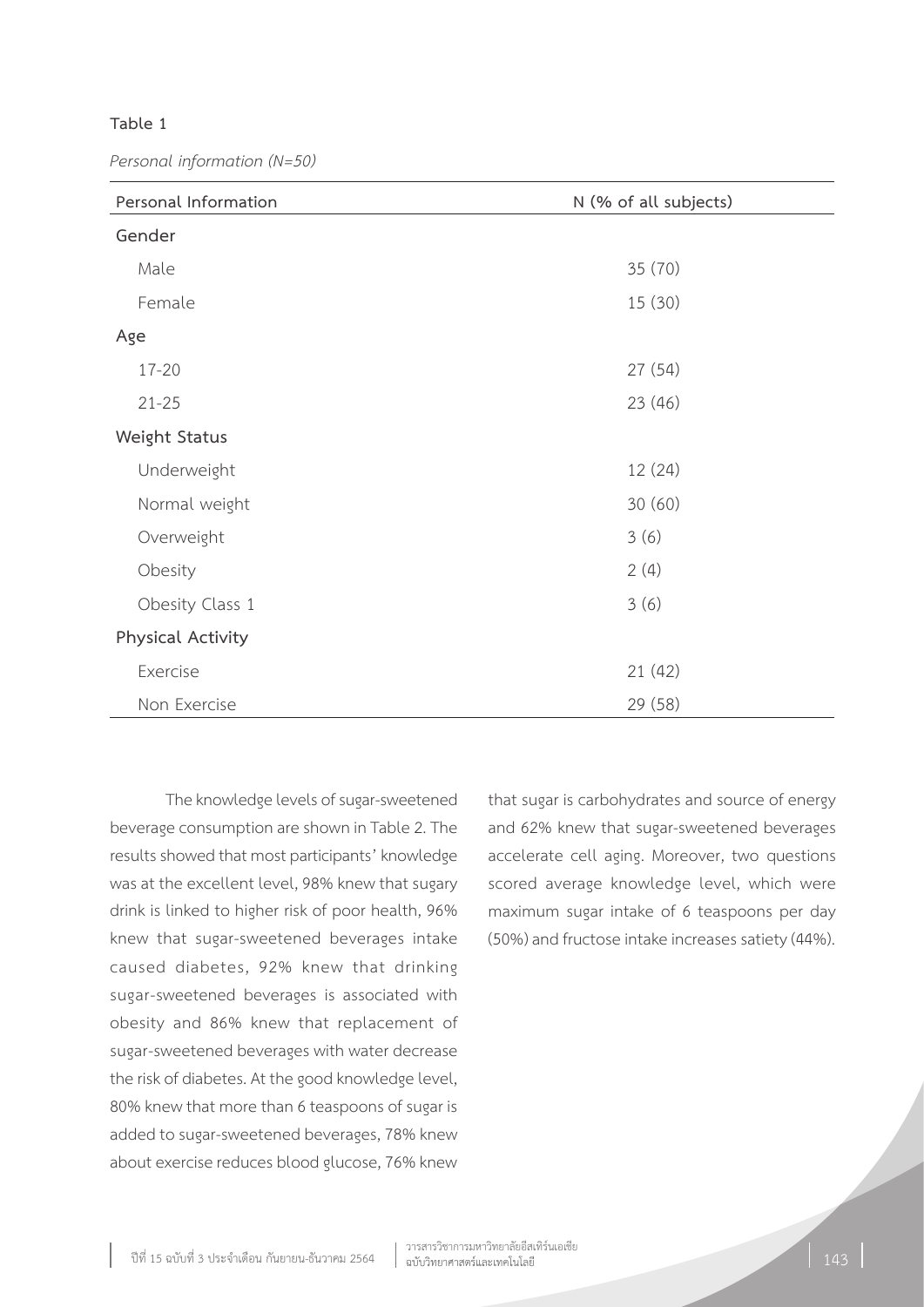**Table 1**

*Personal information (N=50)*

| Personal Information | N (% of all subjects) |
|---|---|
| **Gender** | |
| Male | 35 (70) |
| Female | 15 (30) |
| **Age** | |
| 17-20 | 27 (54) |
| 21-25 | 23 (46) |
| **Weight Status** | |
| Underweight | 12 (24) |
| Normal weight | 30 (60) |
| Overweight | 3 (6) |
| Obesity | 2 (4) |
| Obesity Class 1 | 3 (6) |
| **Physical Activity** | |
| Exercise | 21 (42) |
| Non Exercise | 29 (58) |

The knowledge levels of sugar-sweetened beverage consumption are shown in Table 2. The results showed that most participants' knowledge was at the excellent level, 98% knew that sugary drink is linked to higher risk of poor health, 96% knew that sugar-sweetened beverages intake caused diabetes, 92% knew that drinking sugar-sweetened beverages is associated with obesity and 86% knew that replacement of sugar-sweetened beverages with water decrease the risk of diabetes. At the good knowledge level, 80% knew that more than 6 teaspoons of sugar is added to sugar-sweetened beverages, 78% knew about exercise reduces blood glucose, 76% knew that sugar is carbohydrates and source of energy and 62% knew that sugar-sweetened beverages accelerate cell aging. Moreover, two questions scored average knowledge level, which were maximum sugar intake of 6 teaspoons per day (50%) and fructose intake increases satiety (44%).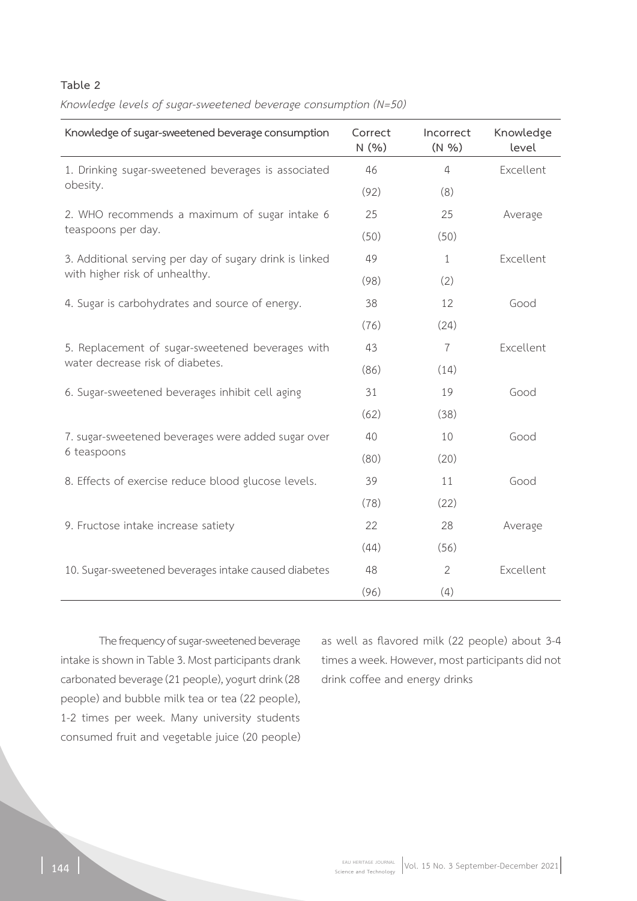**Table 2**

*Knowledge levels of sugar-sweetened beverage consumption (N=50)*

| Knowledge of sugar-sweetened beverage consumption | Correct N (%) | Incorrect (N %) | Knowledge level |
|---|---|---|---|
| 1. Drinking sugar-sweetened beverages is associated obesity. | 46 (92) | 4 (8) | Excellent |
| 2. WHO recommends a maximum of sugar intake 6 teaspoons per day. | 25 (50) | 25 (50) | Average |
| 3. Additional serving per day of sugary drink is linked with higher risk of unhealthy. | 49 (98) | 1 (2) | Excellent |
| 4. Sugar is carbohydrates and source of energy. | 38 (76) | 12 (24) | Good |
| 5. Replacement of sugar-sweetened beverages with water decrease risk of diabetes. | 43 (86) | 7 (14) | Excellent |
| 6. Sugar-sweetened beverages inhibit cell aging | 31 (62) | 19 (38) | Good |
| 7. sugar-sweetened beverages were added sugar over 6 teaspoons | 40 (80) | 10 (20) | Good |
| 8. Effects of exercise reduce blood glucose levels. | 39 (78) | 11 (22) | Good |
| 9. Fructose intake increase satiety | 22 (44) | 28 (56) | Average |
| 10. Sugar-sweetened beverages intake caused diabetes | 48 (96) | 2 (4) | Excellent |

The frequency of sugar-sweetened beverage intake is shown in Table 3. Most participants drank carbonated beverage (21 people), yogurt drink (28 people) and bubble milk tea or tea (22 people), 1-2 times per week. Many university students consumed fruit and vegetable juice (20 people) as well as flavored milk (22 people) about 3-4 times a week. However, most participants did not drink coffee and energy drinks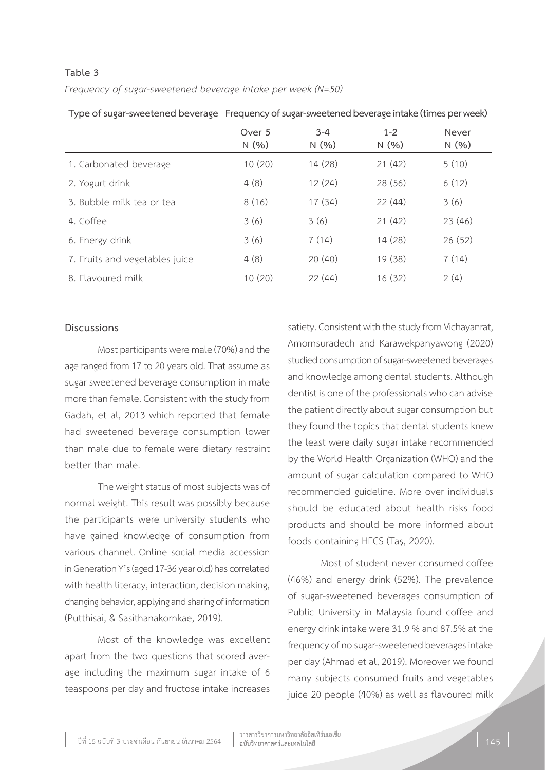**Table 3**

*Frequency of sugar-sweetened beverage intake per week (N=50)*

| Type of sugar-sweetened beverage | Frequency of sugar-sweetened beverage intake (times per week) | | | |
|---|---|---|---|---|
| | Over 5 N (%) | 3-4 N (%) | 1-2 N (%) | Never N (%) |
| 1. Carbonated beverage | 10 (20) | 14 (28) | 21 (42) | 5 (10) |
| 2. Yogurt drink | 4 (8) | 12 (24) | 28 (56) | 6 (12) |
| 3. Bubble milk tea or tea | 8 (16) | 17 (34) | 22 (44) | 3 (6) |
| 4. Coffee | 3 (6) | 3 (6) | 21 (42) | 23 (46) |
| 6. Energy drink | 3 (6) | 7 (14) | 14 (28) | 26 (52) |
| 7. Fruits and vegetables juice | 4 (8) | 20 (40) | 19 (38) | 7 (14) |
| 8. Flavoured milk | 10 (20) | 22 (44) | 16 (32) | 2 (4) |

## Discussions

Most participants were male (70%) and the age ranged from 17 to 20 years old. That assume as sugar sweetened beverage consumption in male more than female. Consistent with the study from Gadah, et al, 2013 which reported that female had sweetened beverage consumption lower than male due to female were dietary restraint better than male.

The weight status of most subjects was of normal weight. This result was possibly because the participants were university students who have gained knowledge of consumption from various channel. Online social media accession in Generation Y's (aged 17-36 year old) has correlated with health literacy, interaction, decision making, changing behavior, applying and sharing of information (Putthisai, & Sasithanakornkae, 2019).

Most of the knowledge was excellent apart from the two questions that scored average including the maximum sugar intake of 6 teaspoons per day and fructose intake increases satiety. Consistent with the study from Vichayanrat, Amornsuradech and Karawekpanyawong (2020) studied consumption of sugar-sweetened beverages and knowledge among dental students. Although dentist is one of the professionals who can advise the patient directly about sugar consumption but they found the topics that dental students knew the least were daily sugar intake recommended by the World Health Organization (WHO) and the amount of sugar calculation compared to WHO recommended guideline. More over individuals should be educated about health risks food products and should be more informed about foods containing HFCS (Taş, 2020).

Most of student never consumed coffee (46%) and energy drink (52%). The prevalence of sugar-sweetened beverages consumption of Public University in Malaysia found coffee and energy drink intake were 31.9 % and 87.5% at the frequency of no sugar-sweetened beverages intake per day (Ahmad et al, 2019). Moreover we found many subjects consumed fruits and vegetables juice 20 people (40%) as well as flavoured milk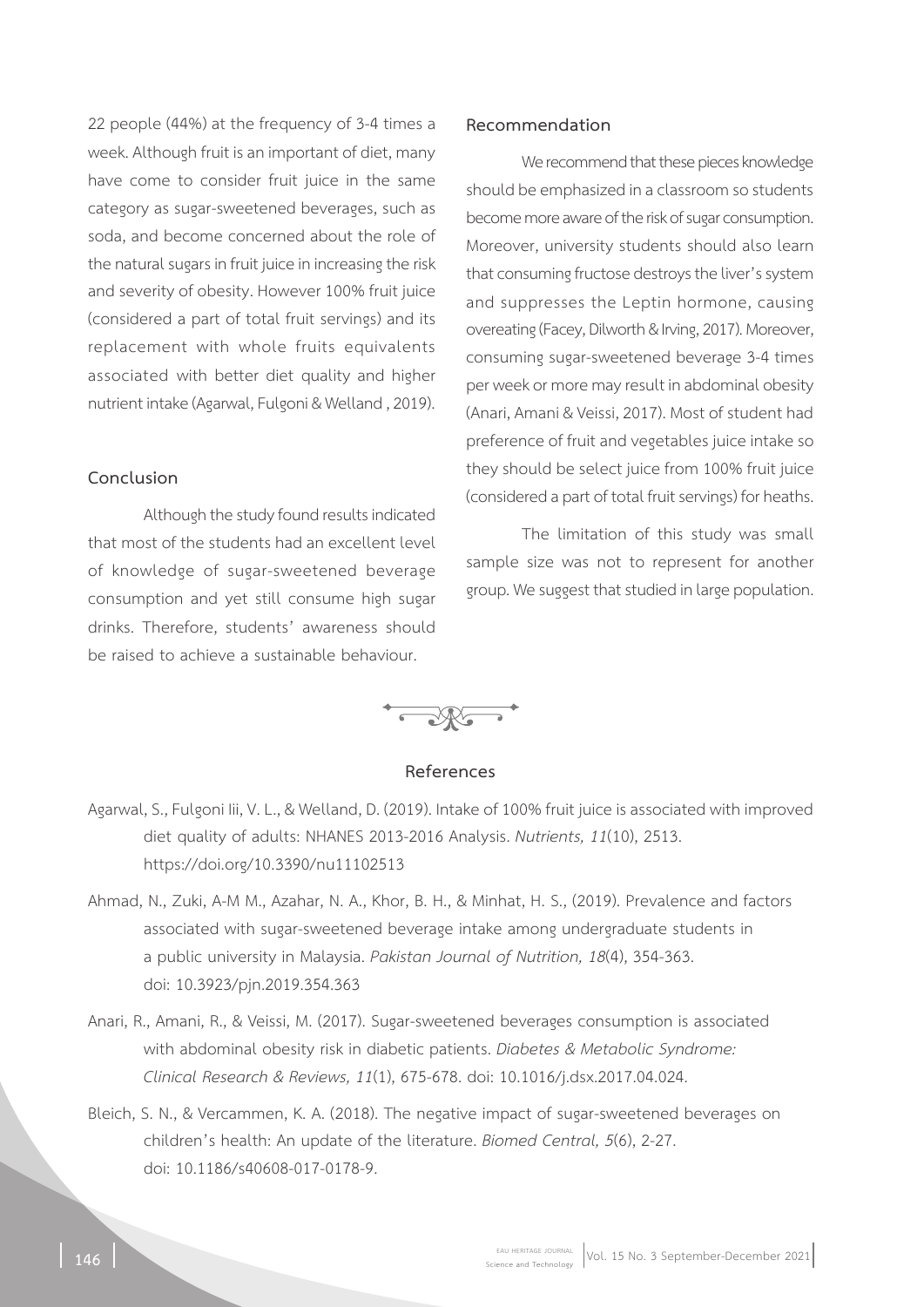22 people (44%) at the frequency of 3-4 times a week. Although fruit is an important of diet, many have come to consider fruit juice in the same category as sugar-sweetened beverages, such as soda, and become concerned about the role of the natural sugars in fruit juice in increasing the risk and severity of obesity. However 100% fruit juice (considered a part of total fruit servings) and its replacement with whole fruits equivalents associated with better diet quality and higher nutrient intake (Agarwal, Fulgoni & Welland , 2019).

## Conclusion

Although the study found results indicated that most of the students had an excellent level of knowledge of sugar-sweetened beverage consumption and yet still consume high sugar drinks. Therefore, students' awareness should be raised to achieve a sustainable behaviour.

## Recommendation

We recommend that these pieces knowledge should be emphasized in a classroom so students become more aware of the risk of sugar consumption. Moreover, university students should also learn that consuming fructose destroys the liver's system and suppresses the Leptin hormone, causing overeating (Facey, Dilworth & Irving, 2017). Moreover, consuming sugar-sweetened beverage 3-4 times per week or more may result in abdominal obesity (Anari, Amani & Veissi, 2017). Most of student had preference of fruit and vegetables juice intake so they should be select juice from 100% fruit juice (considered a part of total fruit servings) for heaths.

The limitation of this study was small sample size was not to represent for another group. We suggest that studied in large population.

## References

Agarwal, S., Fulgoni Iii, V. L., & Welland, D. (2019). Intake of 100% fruit juice is associated with improved diet quality of adults: NHANES 2013-2016 Analysis. *Nutrients, 11*(10), 2513. https://doi.org/10.3390/nu11102513

Ahmad, N., Zuki, A-M M., Azahar, N. A., Khor, B. H., & Minhat, H. S., (2019). Prevalence and factors associated with sugar-sweetened beverage intake among undergraduate students in a public university in Malaysia. *Pakistan Journal of Nutrition, 18*(4), 354-363. doi: 10.3923/pjn.2019.354.363

Anari, R., Amani, R., & Veissi, M. (2017). Sugar-sweetened beverages consumption is associated with abdominal obesity risk in diabetic patients. *Diabetes & Metabolic Syndrome: Clinical Research & Reviews, 11*(1), 675-678. doi: 10.1016/j.dsx.2017.04.024.

Bleich, S. N., & Vercammen, K. A. (2018). The negative impact of sugar-sweetened beverages on children's health: An update of the literature. *Biomed Central, 5*(6), 2-27. doi: 10.1186/s40608-017-0178-9.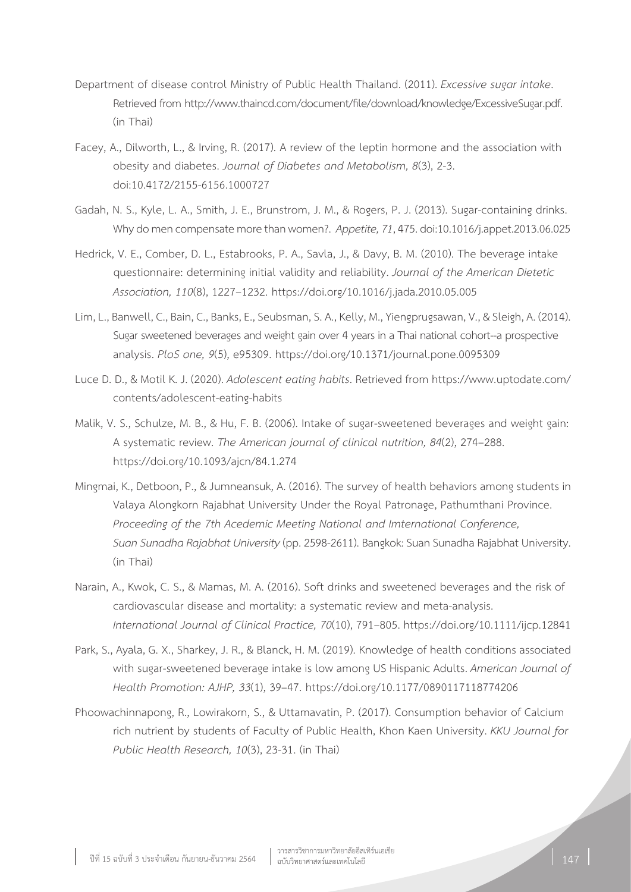Department of disease control Ministry of Public Health Thailand. (2011). *Excessive sugar intake*. Retrieved from http://www.thaincd.com/document/file/download/knowledge/ExcessiveSugar.pdf. (in Thai)

Facey, A., Dilworth, L., & Irving, R. (2017). A review of the leptin hormone and the association with obesity and diabetes. *Journal of Diabetes and Metabolism, 8*(3), 2-3. doi:10.4172/2155-6156.1000727

Gadah, N. S., Kyle, L. A., Smith, J. E., Brunstrom, J. M., & Rogers, P. J. (2013). Sugar-containing drinks. Why do men compensate more than women?. *Appetite, 71*, 475. doi:10.1016/j.appet.2013.06.025

Hedrick, V. E., Comber, D. L., Estabrooks, P. A., Savla, J., & Davy, B. M. (2010). The beverage intake questionnaire: determining initial validity and reliability. *Journal of the American Dietetic Association, 110*(8), 1227–1232. https://doi.org/10.1016/j.jada.2010.05.005

Lim, L., Banwell, C., Bain, C., Banks, E., Seubsman, S. A., Kelly, M., Yiengprugsawan, V., & Sleigh, A. (2014). Sugar sweetened beverages and weight gain over 4 years in a Thai national cohort--a prospective analysis. *PloS one, 9*(5), e95309. https://doi.org/10.1371/journal.pone.0095309

Luce D. D., & Motil K. J. (2020). *Adolescent eating habits*. Retrieved from https://www.uptodate.com/contents/adolescent-eating-habits

Malik, V. S., Schulze, M. B., & Hu, F. B. (2006). Intake of sugar-sweetened beverages and weight gain: A systematic review. *The American journal of clinical nutrition, 84*(2), 274–288. https://doi.org/10.1093/ajcn/84.1.274

Mingmai, K., Detboon, P., & Jumneansuk, A. (2016). The survey of health behaviors among students in Valaya Alongkorn Rajabhat University Under the Royal Patronage, Pathumthani Province. *Proceeding of the 7th Acedemic Meeting National and Imternational Conference, Suan Sunadha Rajabhat University* (pp. 2598-2611). Bangkok: Suan Sunadha Rajabhat University. (in Thai)

Narain, A., Kwok, C. S., & Mamas, M. A. (2016). Soft drinks and sweetened beverages and the risk of cardiovascular disease and mortality: a systematic review and meta-analysis. *International Journal of Clinical Practice, 70*(10), 791–805. https://doi.org/10.1111/ijcp.12841

Park, S., Ayala, G. X., Sharkey, J. R., & Blanck, H. M. (2019). Knowledge of health conditions associated with sugar-sweetened beverage intake is low among US Hispanic Adults. *American Journal of Health Promotion: AJHP, 33*(1), 39–47. https://doi.org/10.1177/0890117118774206

Phoowachinnapong, R., Lowirakorn, S., & Uttamavatin, P. (2017). Consumption behavior of Calcium rich nutrient by students of Faculty of Public Health, Khon Kaen University. *KKU Journal for Public Health Research, 10*(3), 23-31. (in Thai)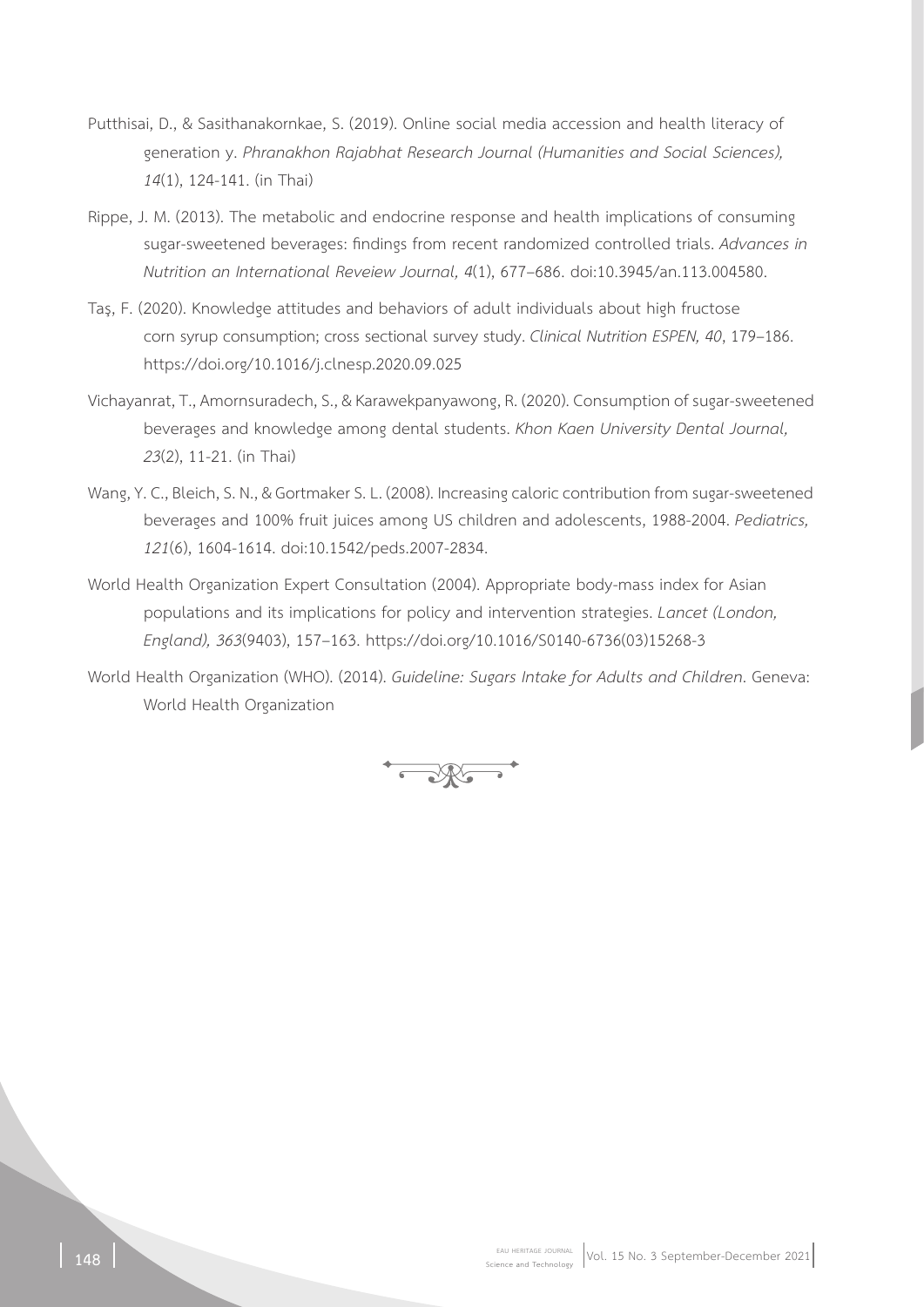Putthisai, D., & Sasithanakornkae, S. (2019). Online social media accession and health literacy of generation y. *Phranakhon Rajabhat Research Journal (Humanities and Social Sciences), 14*(1), 124-141. (in Thai)

Rippe, J. M. (2013). The metabolic and endocrine response and health implications of consuming sugar-sweetened beverages: findings from recent randomized controlled trials. *Advances in Nutrition an International Reveiew Journal, 4*(1), 677–686. doi:10.3945/an.113.004580.

Taş, F. (2020). Knowledge attitudes and behaviors of adult individuals about high fructose corn syrup consumption; cross sectional survey study. *Clinical Nutrition ESPEN, 40*, 179–186. https://doi.org/10.1016/j.clnesp.2020.09.025

Vichayanrat, T., Amornsuradech, S., & Karawekpanyawong, R. (2020). Consumption of sugar-sweetened beverages and knowledge among dental students. *Khon Kaen University Dental Journal, 23*(2), 11-21. (in Thai)

Wang, Y. C., Bleich, S. N., & Gortmaker S. L. (2008). Increasing caloric contribution from sugar-sweetened beverages and 100% fruit juices among US children and adolescents, 1988-2004. *Pediatrics, 121*(6), 1604-1614. doi:10.1542/peds.2007-2834.

World Health Organization Expert Consultation (2004). Appropriate body-mass index for Asian populations and its implications for policy and intervention strategies. *Lancet (London, England), 363*(9403), 157–163. https://doi.org/10.1016/S0140-6736(03)15268-3

World Health Organization (WHO). (2014). *Guideline: Sugars Intake for Adults and Children*. Geneva: World Health Organization